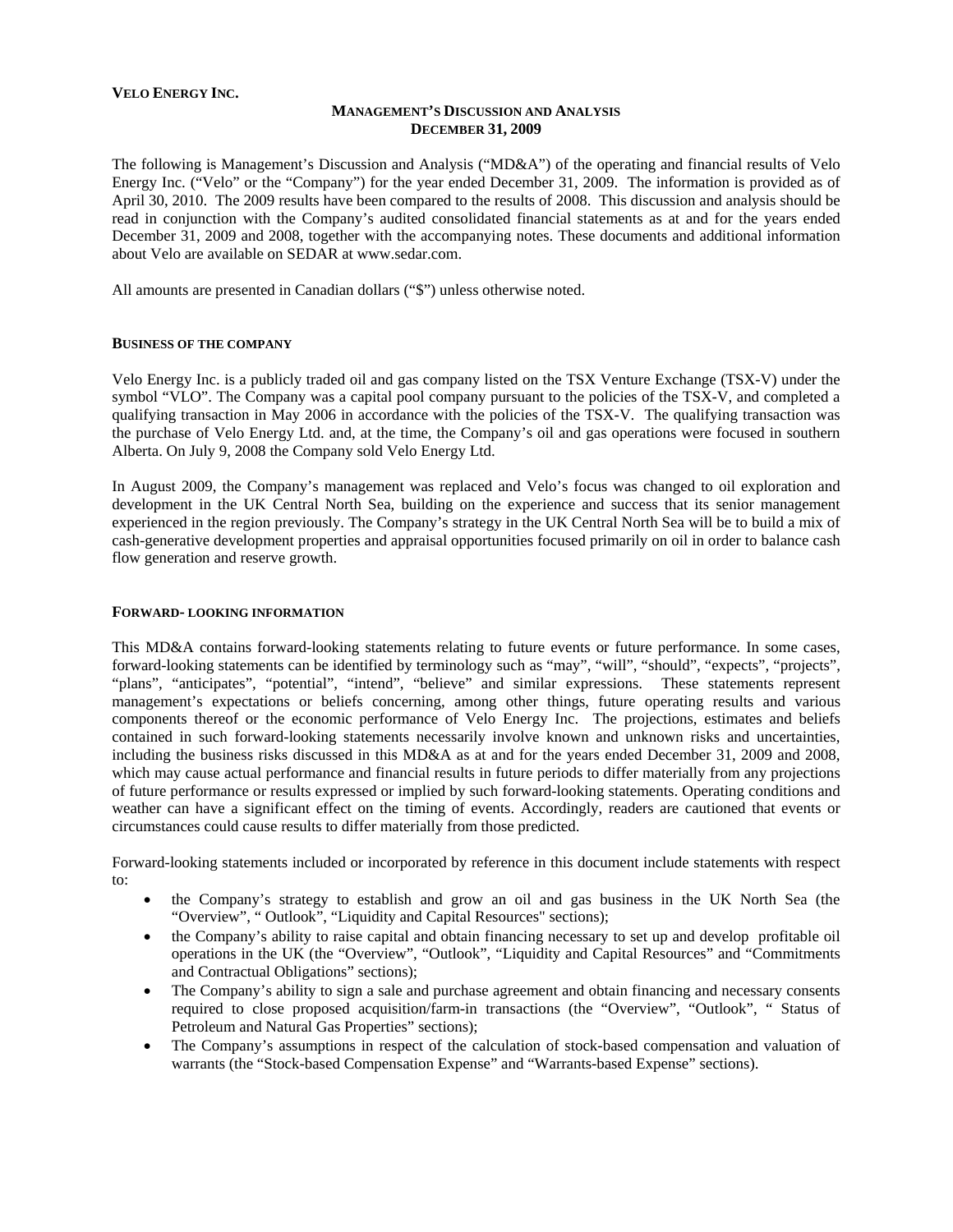**VELO ENERGY INC.**

# MANAGEMENT'S DISCUSSION AND ANALYSIS
## DECEMBER 31, 2009

The following is Management's Discussion and Analysis ("MD&A") of the operating and financial results of Velo Energy Inc. ("Velo" or the "Company") for the year ended December 31, 2009. The information is provided as of April 30, 2010. The 2009 results have been compared to the results of 2008. This discussion and analysis should be read in conjunction with the Company's audited consolidated financial statements as at and for the years ended December 31, 2009 and 2008, together with the accompanying notes. These documents and additional information about Velo are available on SEDAR at www.sedar.com.

All amounts are presented in Canadian dollars ("$") unless otherwise noted.

### BUSINESS OF THE COMPANY

Velo Energy Inc. is a publicly traded oil and gas company listed on the TSX Venture Exchange (TSX-V) under the symbol "VLO". The Company was a capital pool company pursuant to the policies of the TSX-V, and completed a qualifying transaction in May 2006 in accordance with the policies of the TSX-V. The qualifying transaction was the purchase of Velo Energy Ltd. and, at the time, the Company's oil and gas operations were focused in southern Alberta. On July 9, 2008 the Company sold Velo Energy Ltd.

In August 2009, the Company's management was replaced and Velo's focus was changed to oil exploration and development in the UK Central North Sea, building on the experience and success that its senior management experienced in the region previously. The Company's strategy in the UK Central North Sea will be to build a mix of cash-generative development properties and appraisal opportunities focused primarily on oil in order to balance cash flow generation and reserve growth.

### FORWARD- LOOKING INFORMATION

This MD&A contains forward-looking statements relating to future events or future performance. In some cases, forward-looking statements can be identified by terminology such as "may", "will", "should", "expects", "projects", "plans", "anticipates", "potential", "intend", "believe" and similar expressions. These statements represent management's expectations or beliefs concerning, among other things, future operating results and various components thereof or the economic performance of Velo Energy Inc. The projections, estimates and beliefs contained in such forward-looking statements necessarily involve known and unknown risks and uncertainties, including the business risks discussed in this MD&A as at and for the years ended December 31, 2009 and 2008, which may cause actual performance and financial results in future periods to differ materially from any projections of future performance or results expressed or implied by such forward-looking statements. Operating conditions and weather can have a significant effect on the timing of events. Accordingly, readers are cautioned that events or circumstances could cause results to differ materially from those predicted.

Forward-looking statements included or incorporated by reference in this document include statements with respect to:

- the Company's strategy to establish and grow an oil and gas business in the UK North Sea (the "Overview", " Outlook", "Liquidity and Capital Resources" sections);
- the Company's ability to raise capital and obtain financing necessary to set up and develop profitable oil operations in the UK (the "Overview", "Outlook", "Liquidity and Capital Resources" and "Commitments and Contractual Obligations" sections);
- The Company's ability to sign a sale and purchase agreement and obtain financing and necessary consents required to close proposed acquisition/farm-in transactions (the "Overview", "Outlook", " Status of Petroleum and Natural Gas Properties" sections);
- The Company's assumptions in respect of the calculation of stock-based compensation and valuation of warrants (the "Stock-based Compensation Expense" and "Warrants-based Expense" sections).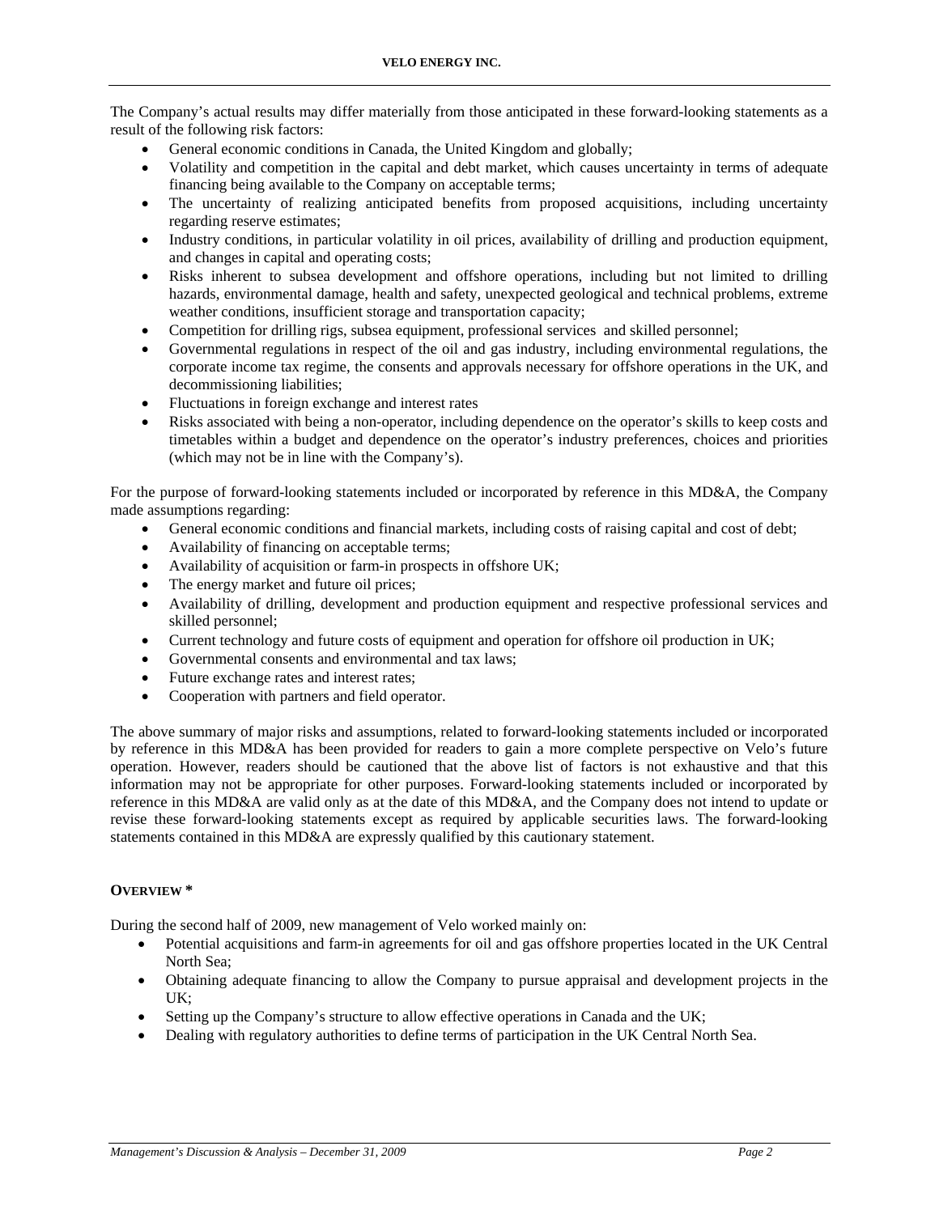The Company's actual results may differ materially from those anticipated in these forward-looking statements as a result of the following risk factors:

- General economic conditions in Canada, the United Kingdom and globally;
- Volatility and competition in the capital and debt market, which causes uncertainty in terms of adequate financing being available to the Company on acceptable terms;
- The uncertainty of realizing anticipated benefits from proposed acquisitions, including uncertainty regarding reserve estimates;
- Industry conditions, in particular volatility in oil prices, availability of drilling and production equipment, and changes in capital and operating costs;
- Risks inherent to subsea development and offshore operations, including but not limited to drilling hazards, environmental damage, health and safety, unexpected geological and technical problems, extreme weather conditions, insufficient storage and transportation capacity;
- Competition for drilling rigs, subsea equipment, professional services and skilled personnel;
- Governmental regulations in respect of the oil and gas industry, including environmental regulations, the corporate income tax regime, the consents and approvals necessary for offshore operations in the UK, and decommissioning liabilities;
- Fluctuations in foreign exchange and interest rates
- Risks associated with being a non-operator, including dependence on the operator's skills to keep costs and timetables within a budget and dependence on the operator's industry preferences, choices and priorities (which may not be in line with the Company's).

For the purpose of forward-looking statements included or incorporated by reference in this MD&A, the Company made assumptions regarding:

- General economic conditions and financial markets, including costs of raising capital and cost of debt;
- Availability of financing on acceptable terms;
- Availability of acquisition or farm-in prospects in offshore UK;
- The energy market and future oil prices;
- Availability of drilling, development and production equipment and respective professional services and skilled personnel;
- Current technology and future costs of equipment and operation for offshore oil production in UK;
- Governmental consents and environmental and tax laws;
- Future exchange rates and interest rates;
- Cooperation with partners and field operator.

The above summary of major risks and assumptions, related to forward-looking statements included or incorporated by reference in this MD&A has been provided for readers to gain a more complete perspective on Velo's future operation. However, readers should be cautioned that the above list of factors is not exhaustive and that this information may not be appropriate for other purposes. Forward-looking statements included or incorporated by reference in this MD&A are valid only as at the date of this MD&A, and the Company does not intend to update or revise these forward-looking statements except as required by applicable securities laws. The forward-looking statements contained in this MD&A are expressly qualified by this cautionary statement.

## OVERVIEW *

During the second half of 2009, new management of Velo worked mainly on:

- Potential acquisitions and farm-in agreements for oil and gas offshore properties located in the UK Central North Sea;
- Obtaining adequate financing to allow the Company to pursue appraisal and development projects in the UK;
- Setting up the Company's structure to allow effective operations in Canada and the UK;
- Dealing with regulatory authorities to define terms of participation in the UK Central North Sea.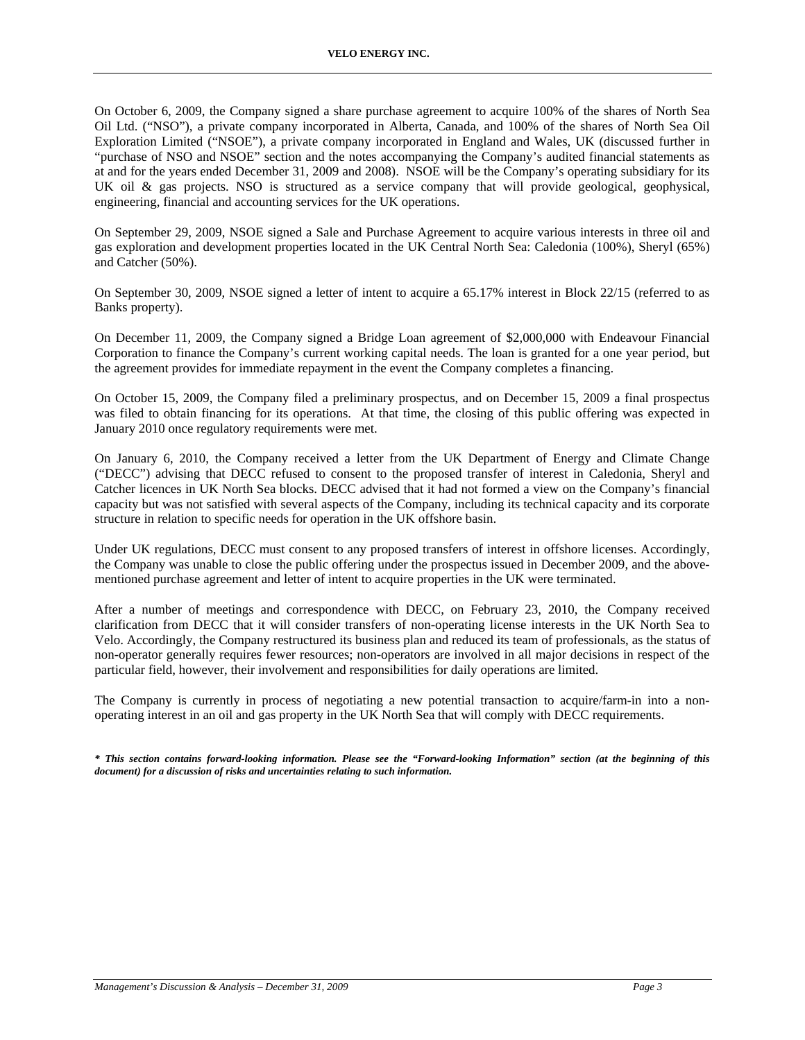On October 6, 2009, the Company signed a share purchase agreement to acquire 100% of the shares of North Sea Oil Ltd. ("NSO"), a private company incorporated in Alberta, Canada, and 100% of the shares of North Sea Oil Exploration Limited ("NSOE"), a private company incorporated in England and Wales, UK (discussed further in "purchase of NSO and NSOE" section and the notes accompanying the Company's audited financial statements as at and for the years ended December 31, 2009 and 2008). NSOE will be the Company's operating subsidiary for its UK oil & gas projects. NSO is structured as a service company that will provide geological, geophysical, engineering, financial and accounting services for the UK operations.

On September 29, 2009, NSOE signed a Sale and Purchase Agreement to acquire various interests in three oil and gas exploration and development properties located in the UK Central North Sea: Caledonia (100%), Sheryl (65%) and Catcher (50%).

On September 30, 2009, NSOE signed a letter of intent to acquire a 65.17% interest in Block 22/15 (referred to as Banks property).

On December 11, 2009, the Company signed a Bridge Loan agreement of $2,000,000 with Endeavour Financial Corporation to finance the Company's current working capital needs. The loan is granted for a one year period, but the agreement provides for immediate repayment in the event the Company completes a financing.

On October 15, 2009, the Company filed a preliminary prospectus, and on December 15, 2009 a final prospectus was filed to obtain financing for its operations. At that time, the closing of this public offering was expected in January 2010 once regulatory requirements were met.

On January 6, 2010, the Company received a letter from the UK Department of Energy and Climate Change ("DECC") advising that DECC refused to consent to the proposed transfer of interest in Caledonia, Sheryl and Catcher licences in UK North Sea blocks. DECC advised that it had not formed a view on the Company's financial capacity but was not satisfied with several aspects of the Company, including its technical capacity and its corporate structure in relation to specific needs for operation in the UK offshore basin.

Under UK regulations, DECC must consent to any proposed transfers of interest in offshore licenses. Accordingly, the Company was unable to close the public offering under the prospectus issued in December 2009, and the above-mentioned purchase agreement and letter of intent to acquire properties in the UK were terminated.

After a number of meetings and correspondence with DECC, on February 23, 2010, the Company received clarification from DECC that it will consider transfers of non-operating license interests in the UK North Sea to Velo. Accordingly, the Company restructured its business plan and reduced its team of professionals, as the status of non-operator generally requires fewer resources; non-operators are involved in all major decisions in respect of the particular field, however, their involvement and responsibilities for daily operations are limited.

The Company is currently in process of negotiating a new potential transaction to acquire/farm-in into a non-operating interest in an oil and gas property in the UK North Sea that will comply with DECC requirements.

***\* This section contains forward-looking information. Please see the "Forward-looking Information" section (at the beginning of this document) for a discussion of risks and uncertainties relating to such information.***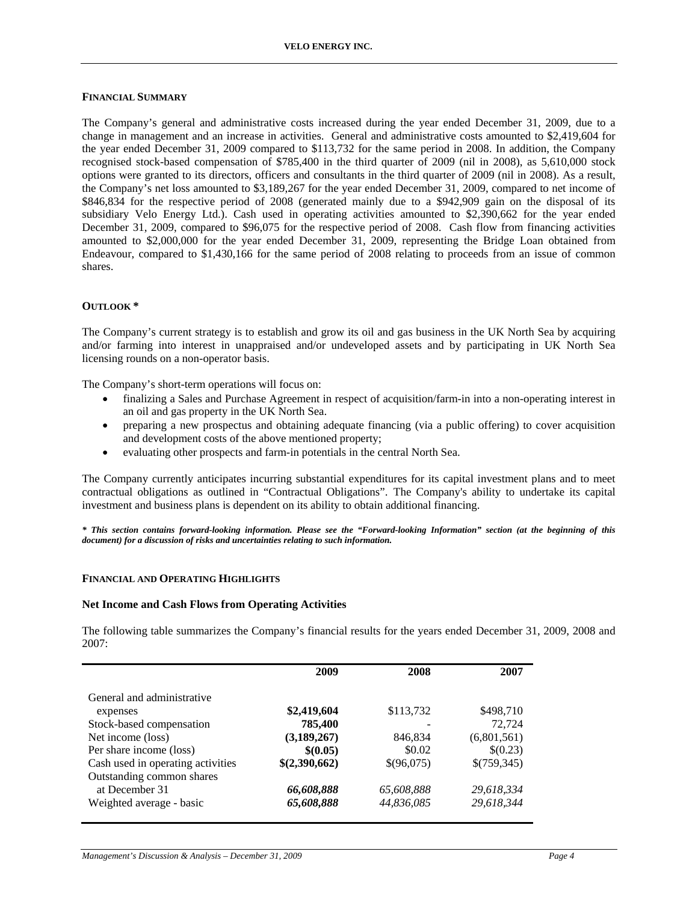## FINANCIAL SUMMARY

The Company's general and administrative costs increased during the year ended December 31, 2009, due to a change in management and an increase in activities. General and administrative costs amounted to $2,419,604 for the year ended December 31, 2009 compared to $113,732 for the same period in 2008. In addition, the Company recognised stock-based compensation of $785,400 in the third quarter of 2009 (nil in 2008), as 5,610,000 stock options were granted to its directors, officers and consultants in the third quarter of 2009 (nil in 2008). As a result, the Company's net loss amounted to $3,189,267 for the year ended December 31, 2009, compared to net income of $846,834 for the respective period of 2008 (generated mainly due to a $942,909 gain on the disposal of its subsidiary Velo Energy Ltd.). Cash used in operating activities amounted to $2,390,662 for the year ended December 31, 2009, compared to $96,075 for the respective period of 2008. Cash flow from financing activities amounted to $2,000,000 for the year ended December 31, 2009, representing the Bridge Loan obtained from Endeavour, compared to $1,430,166 for the same period of 2008 relating to proceeds from an issue of common shares.

## OUTLOOK *

The Company's current strategy is to establish and grow its oil and gas business in the UK North Sea by acquiring and/or farming into interest in unappraised and/or undeveloped assets and by participating in UK North Sea licensing rounds on a non-operator basis.

The Company's short-term operations will focus on:

- finalizing a Sales and Purchase Agreement in respect of acquisition/farm-in into a non-operating interest in an oil and gas property in the UK North Sea.
- preparing a new prospectus and obtaining adequate financing (via a public offering) to cover acquisition and development costs of the above mentioned property;
- evaluating other prospects and farm-in potentials in the central North Sea.

The Company currently anticipates incurring substantial expenditures for its capital investment plans and to meet contractual obligations as outlined in "Contractual Obligations". The Company's ability to undertake its capital investment and business plans is dependent on its ability to obtain additional financing.

***\* This section contains forward-looking information. Please see the "Forward-looking Information" section (at the beginning of this document) for a discussion of risks and uncertainties relating to such information.***

## FINANCIAL AND OPERATING HIGHLIGHTS

### Net Income and Cash Flows from Operating Activities

The following table summarizes the Company's financial results for the years ended December 31, 2009, 2008 and 2007:

| | 2009 | 2008 | 2007 |
|---|---|---|---|
| General and administrative expenses | **$2,419,604** | $113,732 | $498,710 |
| Stock-based compensation | **785,400** | - | 72,724 |
| Net income (loss) | **(3,189,267)** | 846,834 | (6,801,561) |
| Per share income (loss) | **$(0.05)** | $0.02 | $(0.23) |
| Cash used in operating activities | **$(2,390,662)** | $(96,075) | $(759,345) |
| Outstanding common shares at December 31 | ***66,608,888*** | *65,608,888* | *29,618,334* |
| Weighted average - basic | ***65,608,888*** | *44,836,085* | *29,618,344* |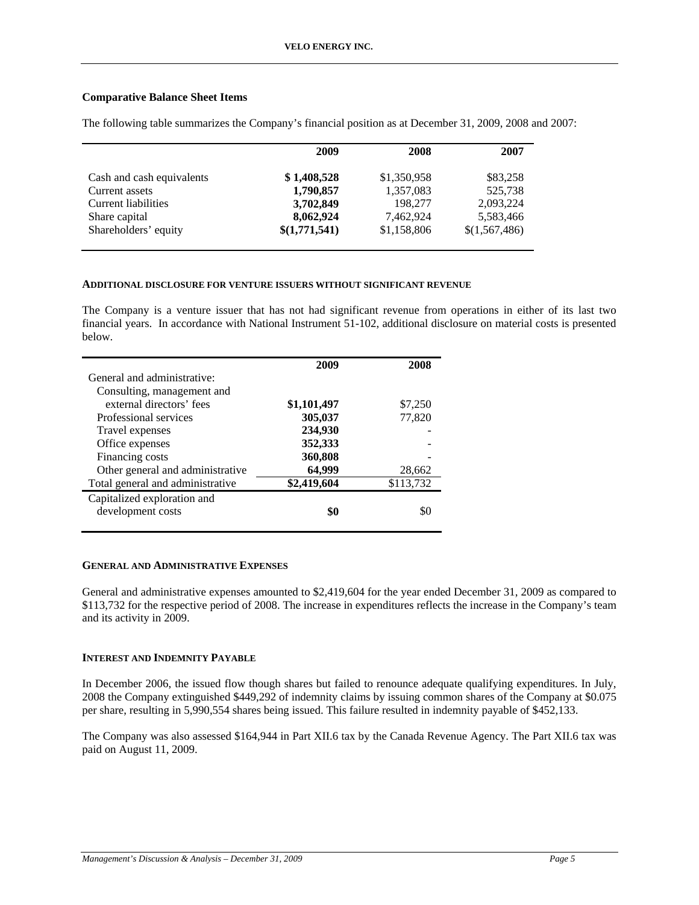**Comparative Balance Sheet Items**

The following table summarizes the Company's financial position as at December 31, 2009, 2008 and 2007:

| | 2009 | 2008 | 2007 |
|---|---|---|---|
| Cash and cash equivalents | **$ 1,408,528** | $1,350,958 | $83,258 |
| Current assets | **1,790,857** | 1,357,083 | 525,738 |
| Current liabilities | **3,702,849** | 198,277 | 2,093,224 |
| Share capital | **8,062,924** | 7,462,924 | 5,583,466 |
| Shareholders' equity | **$(1,771,541)** | $1,158,806 | $(1,567,486) |

**ADDITIONAL DISCLOSURE FOR VENTURE ISSUERS WITHOUT SIGNIFICANT REVENUE**

The Company is a venture issuer that has not had significant revenue from operations in either of its last two financial years. In accordance with National Instrument 51-102, additional disclosure on material costs is presented below.

| | 2009 | 2008 |
|---|---|---|
| General and administrative: | | |
| Consulting, management and external directors' fees | **$1,101,497** | $7,250 |
| Professional services | **305,037** | 77,820 |
| Travel expenses | **234,930** | - |
| Office expenses | **352,333** | - |
| Financing costs | **360,808** | - |
| Other general and administrative | **64,999** | 28,662 |
| Total general and administrative | **$2,419,604** | $113,732 |
| Capitalized exploration and development costs | **$0** | $0 |

**GENERAL AND ADMINISTRATIVE EXPENSES**

General and administrative expenses amounted to $2,419,604 for the year ended December 31, 2009 as compared to $113,732 for the respective period of 2008. The increase in expenditures reflects the increase in the Company's team and its activity in 2009.

**INTEREST AND INDEMNITY PAYABLE**

In December 2006, the issued flow though shares but failed to renounce adequate qualifying expenditures. In July, 2008 the Company extinguished $449,292 of indemnity claims by issuing common shares of the Company at $0.075 per share, resulting in 5,990,554 shares being issued. This failure resulted in indemnity payable of $452,133.

The Company was also assessed $164,944 in Part XII.6 tax by the Canada Revenue Agency. The Part XII.6 tax was paid on August 11, 2009.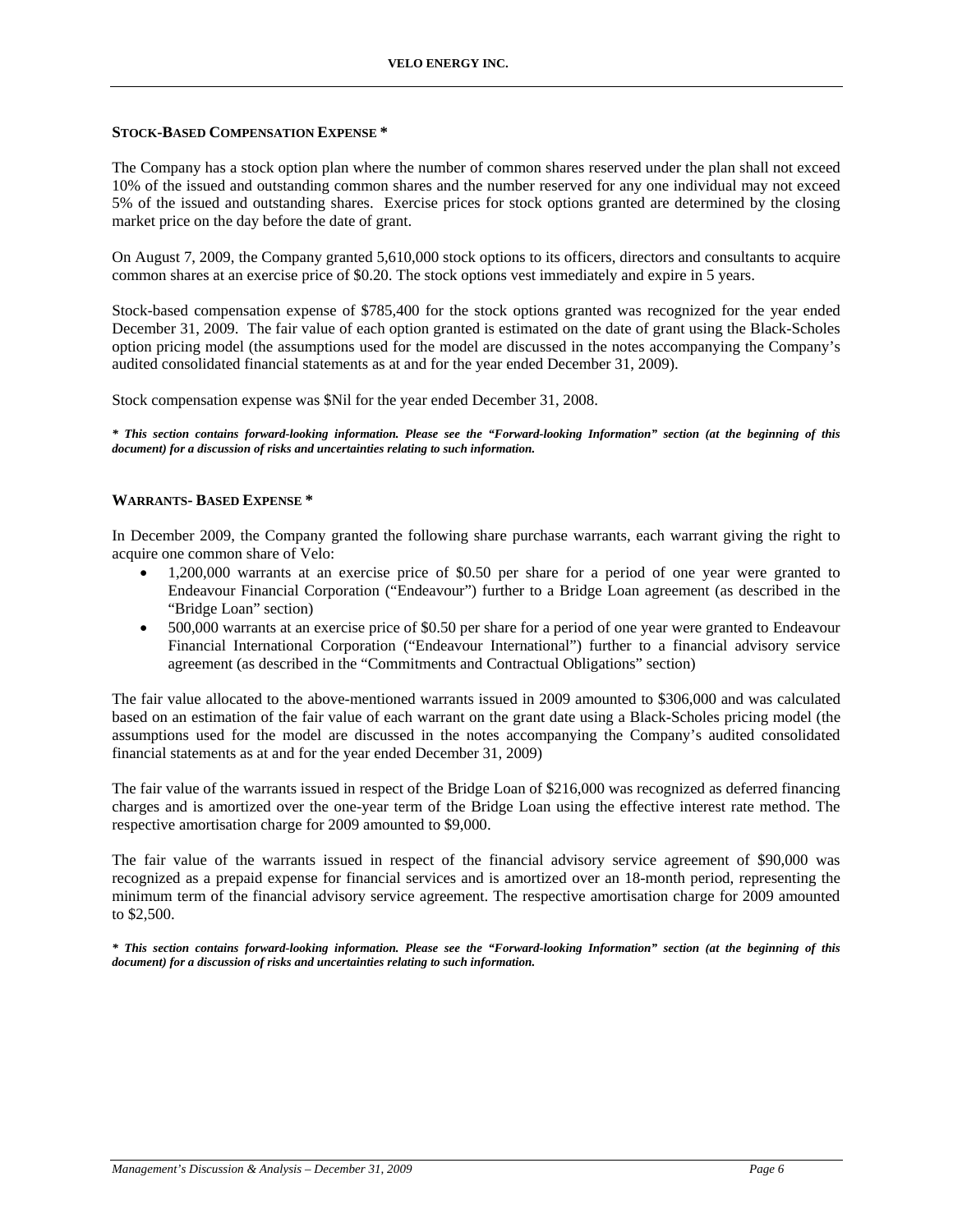### STOCK-BASED COMPENSATION EXPENSE *

The Company has a stock option plan where the number of common shares reserved under the plan shall not exceed 10% of the issued and outstanding common shares and the number reserved for any one individual may not exceed 5% of the issued and outstanding shares. Exercise prices for stock options granted are determined by the closing market price on the day before the date of grant.

On August 7, 2009, the Company granted 5,610,000 stock options to its officers, directors and consultants to acquire common shares at an exercise price of $0.20. The stock options vest immediately and expire in 5 years.

Stock-based compensation expense of $785,400 for the stock options granted was recognized for the year ended December 31, 2009. The fair value of each option granted is estimated on the date of grant using the Black-Scholes option pricing model (the assumptions used for the model are discussed in the notes accompanying the Company's audited consolidated financial statements as at and for the year ended December 31, 2009).

Stock compensation expense was $Nil for the year ended December 31, 2008.

***\* This section contains forward-looking information. Please see the "Forward-looking Information" section (at the beginning of this document) for a discussion of risks and uncertainties relating to such information.***

### WARRANTS- BASED EXPENSE *

In December 2009, the Company granted the following share purchase warrants, each warrant giving the right to acquire one common share of Velo:

- 1,200,000 warrants at an exercise price of $0.50 per share for a period of one year were granted to Endeavour Financial Corporation ("Endeavour") further to a Bridge Loan agreement (as described in the "Bridge Loan" section)
- 500,000 warrants at an exercise price of $0.50 per share for a period of one year were granted to Endeavour Financial International Corporation ("Endeavour International") further to a financial advisory service agreement (as described in the "Commitments and Contractual Obligations" section)

The fair value allocated to the above-mentioned warrants issued in 2009 amounted to $306,000 and was calculated based on an estimation of the fair value of each warrant on the grant date using a Black-Scholes pricing model (the assumptions used for the model are discussed in the notes accompanying the Company's audited consolidated financial statements as at and for the year ended December 31, 2009)

The fair value of the warrants issued in respect of the Bridge Loan of $216,000 was recognized as deferred financing charges and is amortized over the one-year term of the Bridge Loan using the effective interest rate method. The respective amortisation charge for 2009 amounted to $9,000.

The fair value of the warrants issued in respect of the financial advisory service agreement of $90,000 was recognized as a prepaid expense for financial services and is amortized over an 18-month period, representing the minimum term of the financial advisory service agreement. The respective amortisation charge for 2009 amounted to $2,500.

***\* This section contains forward-looking information. Please see the "Forward-looking Information" section (at the beginning of this document) for a discussion of risks and uncertainties relating to such information.***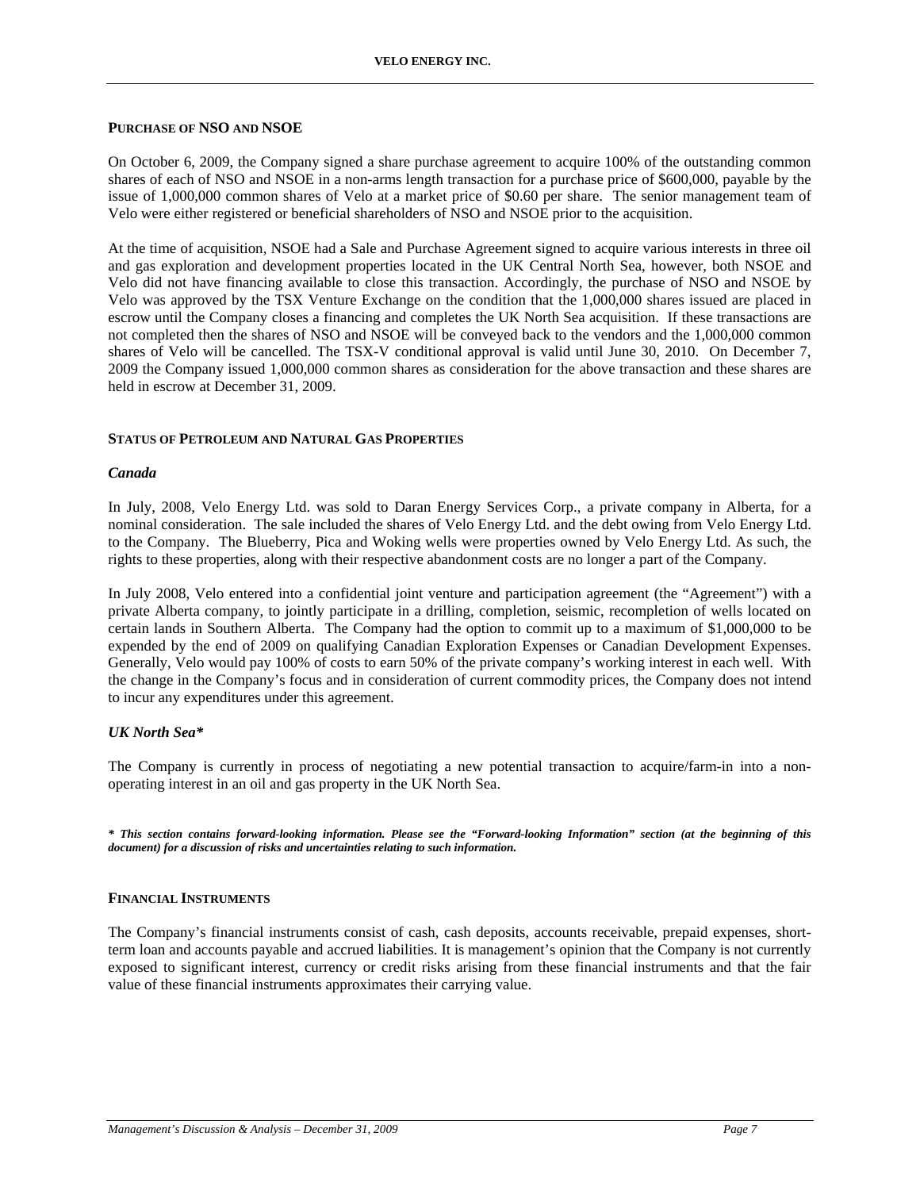## Purchase of NSO and NSOE

On October 6, 2009, the Company signed a share purchase agreement to acquire 100% of the outstanding common shares of each of NSO and NSOE in a non-arms length transaction for a purchase price of $600,000, payable by the issue of 1,000,000 common shares of Velo at a market price of $0.60 per share. The senior management team of Velo were either registered or beneficial shareholders of NSO and NSOE prior to the acquisition.

At the time of acquisition, NSOE had a Sale and Purchase Agreement signed to acquire various interests in three oil and gas exploration and development properties located in the UK Central North Sea, however, both NSOE and Velo did not have financing available to close this transaction. Accordingly, the purchase of NSO and NSOE by Velo was approved by the TSX Venture Exchange on the condition that the 1,000,000 shares issued are placed in escrow until the Company closes a financing and completes the UK North Sea acquisition. If these transactions are not completed then the shares of NSO and NSOE will be conveyed back to the vendors and the 1,000,000 common shares of Velo will be cancelled. The TSX-V conditional approval is valid until June 30, 2010. On December 7, 2009 the Company issued 1,000,000 common shares as consideration for the above transaction and these shares are held in escrow at December 31, 2009.

## Status of Petroleum and Natural Gas Properties

### *Canada*

In July, 2008, Velo Energy Ltd. was sold to Daran Energy Services Corp., a private company in Alberta, for a nominal consideration. The sale included the shares of Velo Energy Ltd. and the debt owing from Velo Energy Ltd. to the Company. The Blueberry, Pica and Woking wells were properties owned by Velo Energy Ltd. As such, the rights to these properties, along with their respective abandonment costs are no longer a part of the Company.

In July 2008, Velo entered into a confidential joint venture and participation agreement (the "Agreement") with a private Alberta company, to jointly participate in a drilling, completion, seismic, recompletion of wells located on certain lands in Southern Alberta. The Company had the option to commit up to a maximum of $1,000,000 to be expended by the end of 2009 on qualifying Canadian Exploration Expenses or Canadian Development Expenses. Generally, Velo would pay 100% of costs to earn 50% of the private company's working interest in each well. With the change in the Company's focus and in consideration of current commodity prices, the Company does not intend to incur any expenditures under this agreement.

### *UK North Sea**

The Company is currently in process of negotiating a new potential transaction to acquire/farm-in into a non-operating interest in an oil and gas property in the UK North Sea.

***\* This section contains forward-looking information. Please see the "Forward-looking Information" section (at the beginning of this document) for a discussion of risks and uncertainties relating to such information.***

## Financial Instruments

The Company's financial instruments consist of cash, cash deposits, accounts receivable, prepaid expenses, short-term loan and accounts payable and accrued liabilities. It is management's opinion that the Company is not currently exposed to significant interest, currency or credit risks arising from these financial instruments and that the fair value of these financial instruments approximates their carrying value.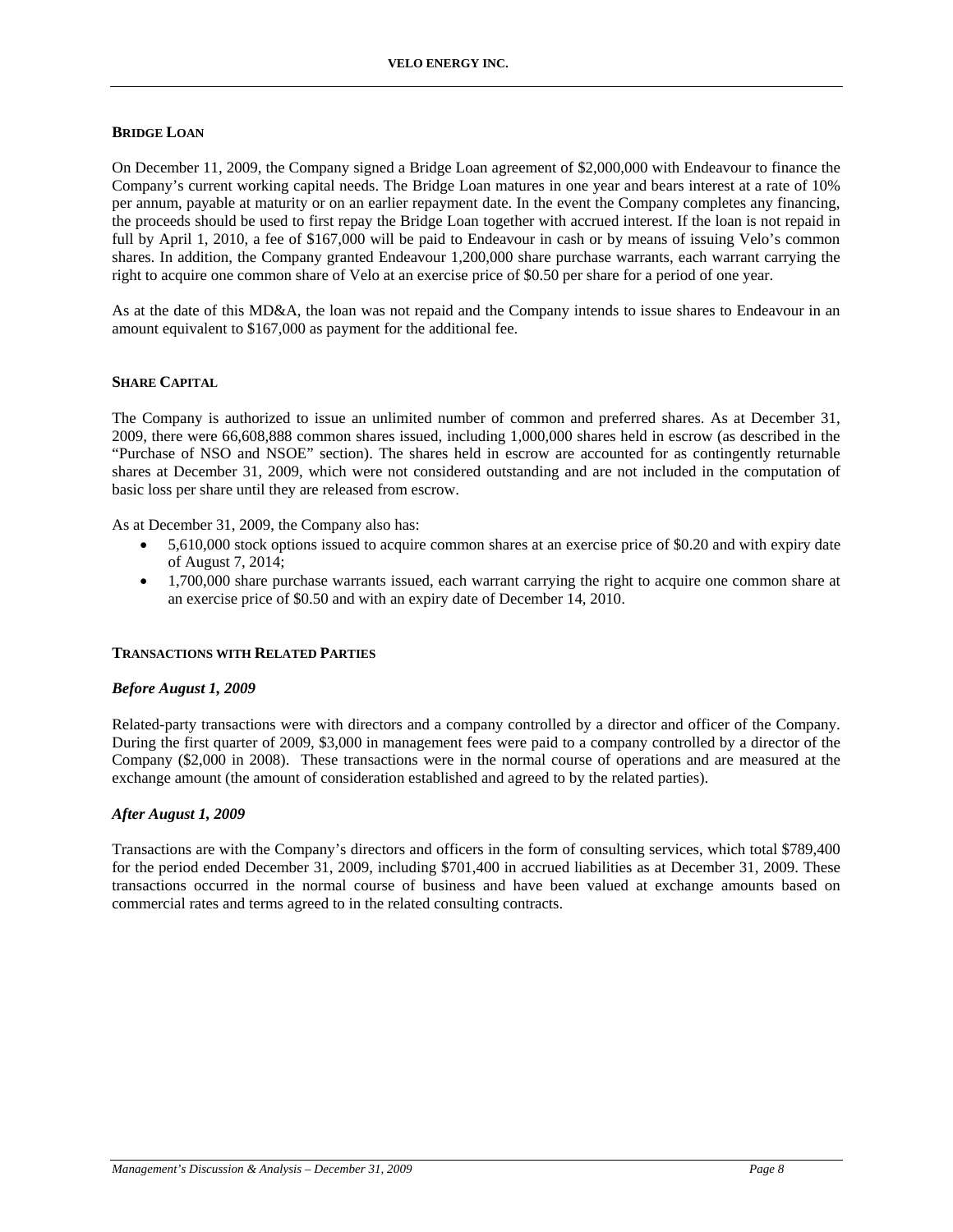## BRIDGE LOAN

On December 11, 2009, the Company signed a Bridge Loan agreement of $2,000,000 with Endeavour to finance the Company's current working capital needs. The Bridge Loan matures in one year and bears interest at a rate of 10% per annum, payable at maturity or on an earlier repayment date. In the event the Company completes any financing, the proceeds should be used to first repay the Bridge Loan together with accrued interest. If the loan is not repaid in full by April 1, 2010, a fee of $167,000 will be paid to Endeavour in cash or by means of issuing Velo's common shares. In addition, the Company granted Endeavour 1,200,000 share purchase warrants, each warrant carrying the right to acquire one common share of Velo at an exercise price of $0.50 per share for a period of one year.

As at the date of this MD&A, the loan was not repaid and the Company intends to issue shares to Endeavour in an amount equivalent to $167,000 as payment for the additional fee.

## SHARE CAPITAL

The Company is authorized to issue an unlimited number of common and preferred shares. As at December 31, 2009, there were 66,608,888 common shares issued, including 1,000,000 shares held in escrow (as described in the "Purchase of NSO and NSOE" section). The shares held in escrow are accounted for as contingently returnable shares at December 31, 2009, which were not considered outstanding and are not included in the computation of basic loss per share until they are released from escrow.

As at December 31, 2009, the Company also has:

- 5,610,000 stock options issued to acquire common shares at an exercise price of $0.20 and with expiry date of August 7, 2014;
- 1,700,000 share purchase warrants issued, each warrant carrying the right to acquire one common share at an exercise price of $0.50 and with an expiry date of December 14, 2010.

## TRANSACTIONS WITH RELATED PARTIES

### *Before August 1, 2009*

Related-party transactions were with directors and a company controlled by a director and officer of the Company. During the first quarter of 2009, $3,000 in management fees were paid to a company controlled by a director of the Company ($2,000 in 2008). These transactions were in the normal course of operations and are measured at the exchange amount (the amount of consideration established and agreed to by the related parties).

### *After August 1, 2009*

Transactions are with the Company's directors and officers in the form of consulting services, which total $789,400 for the period ended December 31, 2009, including $701,400 in accrued liabilities as at December 31, 2009. These transactions occurred in the normal course of business and have been valued at exchange amounts based on commercial rates and terms agreed to in the related consulting contracts.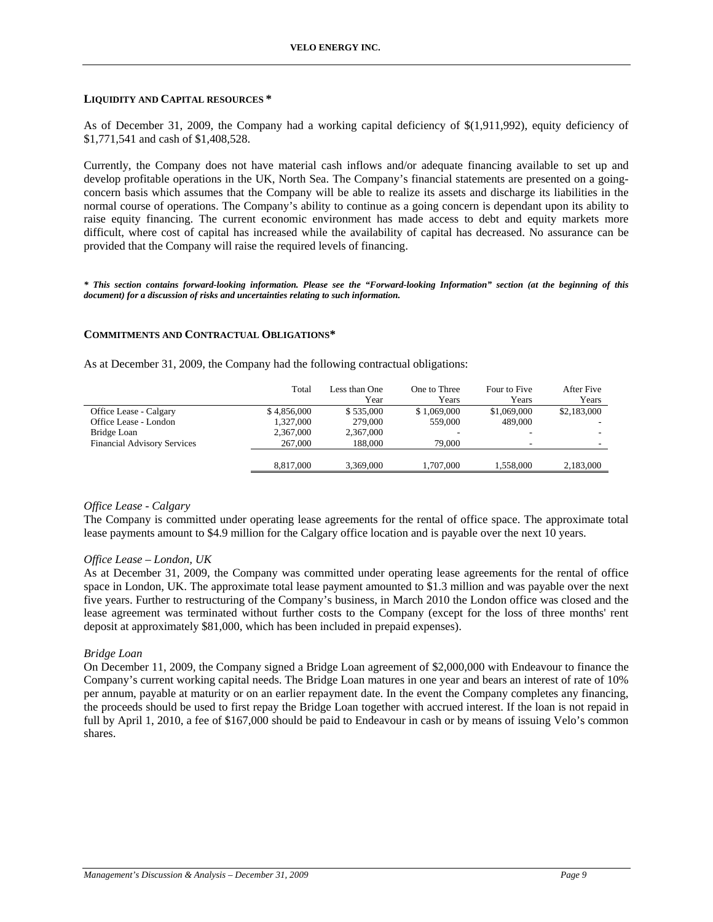## LIQUIDITY AND CAPITAL RESOURCES *

As of December 31, 2009, the Company had a working capital deficiency of $(1,911,992), equity deficiency of $1,771,541 and cash of $1,408,528.

Currently, the Company does not have material cash inflows and/or adequate financing available to set up and develop profitable operations in the UK, North Sea. The Company's financial statements are presented on a going-concern basis which assumes that the Company will be able to realize its assets and discharge its liabilities in the normal course of operations. The Company's ability to continue as a going concern is dependant upon its ability to raise equity financing. The current economic environment has made access to debt and equity markets more difficult, where cost of capital has increased while the availability of capital has decreased. No assurance can be provided that the Company will raise the required levels of financing.

***\* This section contains forward-looking information. Please see the "Forward-looking Information" section (at the beginning of this document) for a discussion of risks and uncertainties relating to such information.***

## COMMITMENTS AND CONTRACTUAL OBLIGATIONS*

As at December 31, 2009, the Company had the following contractual obligations:

| | Total | Less than One Year | One to Three Years | Four to Five Years | After Five Years |
|---|---|---|---|---|---|
| Office Lease - Calgary | $ 4,856,000 | $ 535,000 | $ 1,069,000 | $1,069,000 | $2,183,000 |
| Office Lease - London | 1,327,000 | 279,000 | 559,000 | 489,000 | - |
| Bridge Loan | 2,367,000 | 2,367,000 | - | - | - |
| Financial Advisory Services | 267,000 | 188,000 | 79,000 | - | - |
| | 8,817,000 | 3,369,000 | 1,707,000 | 1,558,000 | 2,183,000 |

*Office Lease - Calgary*
The Company is committed under operating lease agreements for the rental of office space. The approximate total lease payments amount to $4.9 million for the Calgary office location and is payable over the next 10 years.

*Office Lease – London, UK*
As at December 31, 2009, the Company was committed under operating lease agreements for the rental of office space in London, UK. The approximate total lease payment amounted to $1.3 million and was payable over the next five years. Further to restructuring of the Company's business, in March 2010 the London office was closed and the lease agreement was terminated without further costs to the Company (except for the loss of three months' rent deposit at approximately $81,000, which has been included in prepaid expenses).

*Bridge Loan*
On December 11, 2009, the Company signed a Bridge Loan agreement of $2,000,000 with Endeavour to finance the Company's current working capital needs. The Bridge Loan matures in one year and bears an interest of rate of 10% per annum, payable at maturity or on an earlier repayment date. In the event the Company completes any financing, the proceeds should be used to first repay the Bridge Loan together with accrued interest. If the loan is not repaid in full by April 1, 2010, a fee of $167,000 should be paid to Endeavour in cash or by means of issuing Velo's common shares.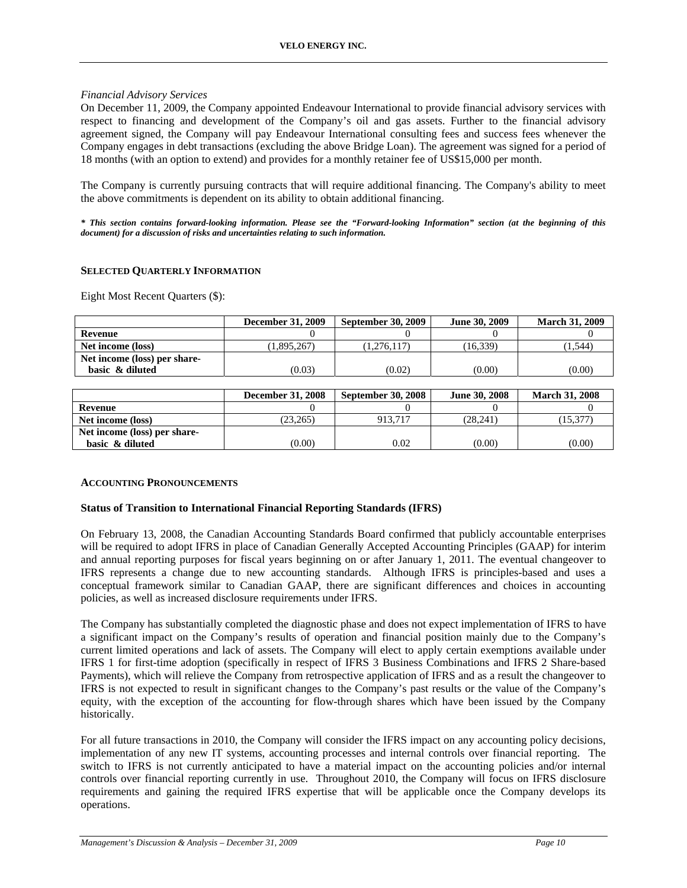*Financial Advisory Services*

On December 11, 2009, the Company appointed Endeavour International to provide financial advisory services with respect to financing and development of the Company's oil and gas assets. Further to the financial advisory agreement signed, the Company will pay Endeavour International consulting fees and success fees whenever the Company engages in debt transactions (excluding the above Bridge Loan). The agreement was signed for a period of 18 months (with an option to extend) and provides for a monthly retainer fee of US$15,000 per month.

The Company is currently pursuing contracts that will require additional financing. The Company's ability to meet the above commitments is dependent on its ability to obtain additional financing.

***\* This section contains forward-looking information. Please see the "Forward-looking Information" section (at the beginning of this document) for a discussion of risks and uncertainties relating to such information.***

#### SELECTED QUARTERLY INFORMATION

Eight Most Recent Quarters ($):

| | December 31, 2009 | September 30, 2009 | June 30, 2009 | March 31, 2009 |
|---|---|---|---|---|
| **Revenue** | 0 | 0 | 0 | 0 |
| **Net income (loss)** | (1,895,267) | (1,276,117) | (16,339) | (1,544) |
| **Net income (loss) per share- basic & diluted** | (0.03) | (0.02) | (0.00) | (0.00) |

| | December 31, 2008 | September 30, 2008 | June 30, 2008 | March 31, 2008 |
|---|---|---|---|---|
| **Revenue** | 0 | 0 | 0 | 0 |
| **Net income (loss)** | (23,265) | 913,717 | (28,241) | (15,377) |
| **Net income (loss) per share- basic & diluted** | (0.00) | 0.02 | (0.00) | (0.00) |

#### ACCOUNTING PRONOUNCEMENTS

**Status of Transition to International Financial Reporting Standards (IFRS)**

On February 13, 2008, the Canadian Accounting Standards Board confirmed that publicly accountable enterprises will be required to adopt IFRS in place of Canadian Generally Accepted Accounting Principles (GAAP) for interim and annual reporting purposes for fiscal years beginning on or after January 1, 2011. The eventual changeover to IFRS represents a change due to new accounting standards. Although IFRS is principles-based and uses a conceptual framework similar to Canadian GAAP, there are significant differences and choices in accounting policies, as well as increased disclosure requirements under IFRS.

The Company has substantially completed the diagnostic phase and does not expect implementation of IFRS to have a significant impact on the Company's results of operation and financial position mainly due to the Company's current limited operations and lack of assets. The Company will elect to apply certain exemptions available under IFRS 1 for first-time adoption (specifically in respect of IFRS 3 Business Combinations and IFRS 2 Share-based Payments), which will relieve the Company from retrospective application of IFRS and as a result the changeover to IFRS is not expected to result in significant changes to the Company's past results or the value of the Company's equity, with the exception of the accounting for flow-through shares which have been issued by the Company historically.

For all future transactions in 2010, the Company will consider the IFRS impact on any accounting policy decisions, implementation of any new IT systems, accounting processes and internal controls over financial reporting. The switch to IFRS is not currently anticipated to have a material impact on the accounting policies and/or internal controls over financial reporting currently in use. Throughout 2010, the Company will focus on IFRS disclosure requirements and gaining the required IFRS expertise that will be applicable once the Company develops its operations.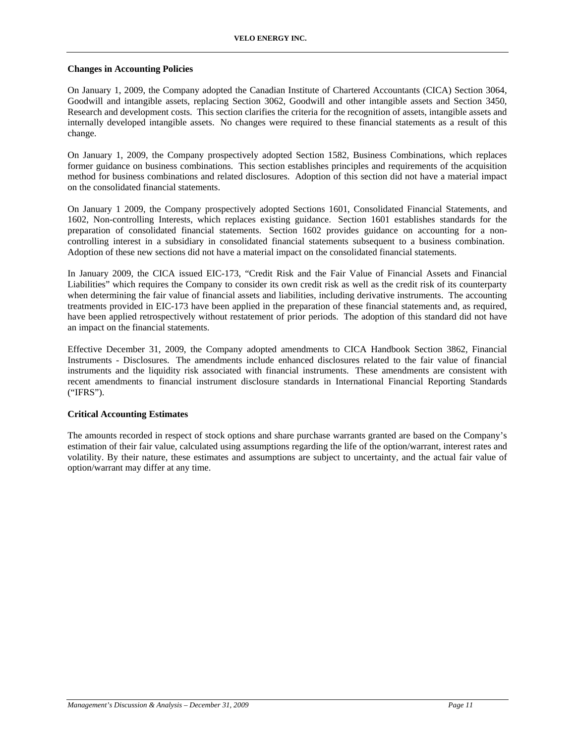**Changes in Accounting Policies**

On January 1, 2009, the Company adopted the Canadian Institute of Chartered Accountants (CICA) Section 3064, Goodwill and intangible assets, replacing Section 3062, Goodwill and other intangible assets and Section 3450, Research and development costs. This section clarifies the criteria for the recognition of assets, intangible assets and internally developed intangible assets. No changes were required to these financial statements as a result of this change.

On January 1, 2009, the Company prospectively adopted Section 1582, Business Combinations, which replaces former guidance on business combinations. This section establishes principles and requirements of the acquisition method for business combinations and related disclosures. Adoption of this section did not have a material impact on the consolidated financial statements.

On January 1 2009, the Company prospectively adopted Sections 1601, Consolidated Financial Statements, and 1602, Non-controlling Interests, which replaces existing guidance. Section 1601 establishes standards for the preparation of consolidated financial statements. Section 1602 provides guidance on accounting for a non-controlling interest in a subsidiary in consolidated financial statements subsequent to a business combination. Adoption of these new sections did not have a material impact on the consolidated financial statements.

In January 2009, the CICA issued EIC-173, "Credit Risk and the Fair Value of Financial Assets and Financial Liabilities" which requires the Company to consider its own credit risk as well as the credit risk of its counterparty when determining the fair value of financial assets and liabilities, including derivative instruments. The accounting treatments provided in EIC-173 have been applied in the preparation of these financial statements and, as required, have been applied retrospectively without restatement of prior periods. The adoption of this standard did not have an impact on the financial statements.

Effective December 31, 2009, the Company adopted amendments to CICA Handbook Section 3862, Financial Instruments - Disclosures. The amendments include enhanced disclosures related to the fair value of financial instruments and the liquidity risk associated with financial instruments. These amendments are consistent with recent amendments to financial instrument disclosure standards in International Financial Reporting Standards ("IFRS").

**Critical Accounting Estimates**

The amounts recorded in respect of stock options and share purchase warrants granted are based on the Company's estimation of their fair value, calculated using assumptions regarding the life of the option/warrant, interest rates and volatility. By their nature, these estimates and assumptions are subject to uncertainty, and the actual fair value of option/warrant may differ at any time.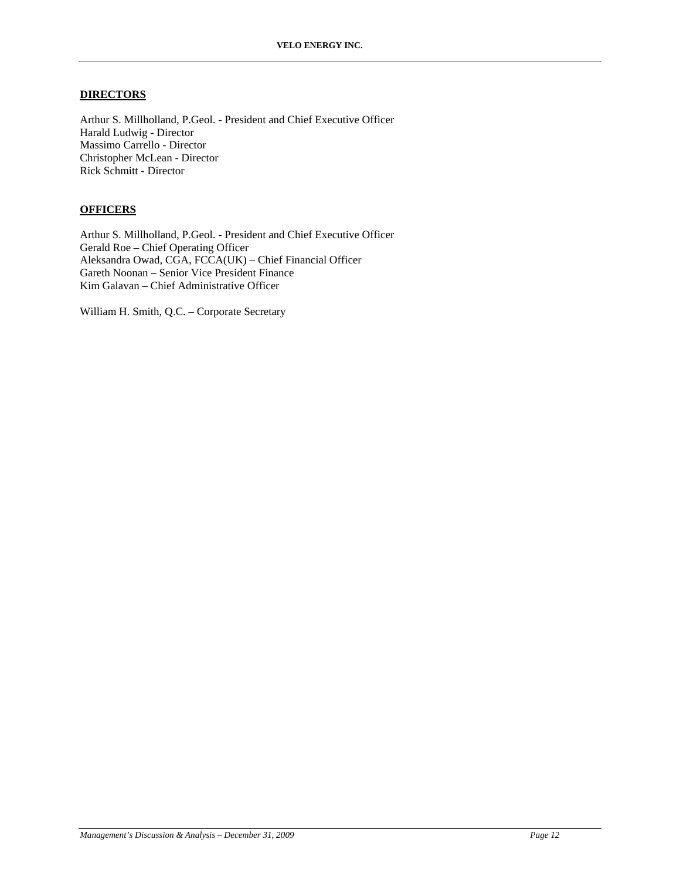## DIRECTORS

Arthur S. Millholland, P.Geol. - President and Chief Executive Officer
Harald Ludwig - Director
Massimo Carrello - Director
Christopher McLean - Director
Rick Schmitt - Director

## OFFICERS

Arthur S. Millholland, P.Geol. - President and Chief Executive Officer
Gerald Roe – Chief Operating Officer
Aleksandra Owad, CGA, FCCA(UK) – Chief Financial Officer
Gareth Noonan – Senior Vice President Finance
Kim Galavan – Chief Administrative Officer

William H. Smith, Q.C. – Corporate Secretary